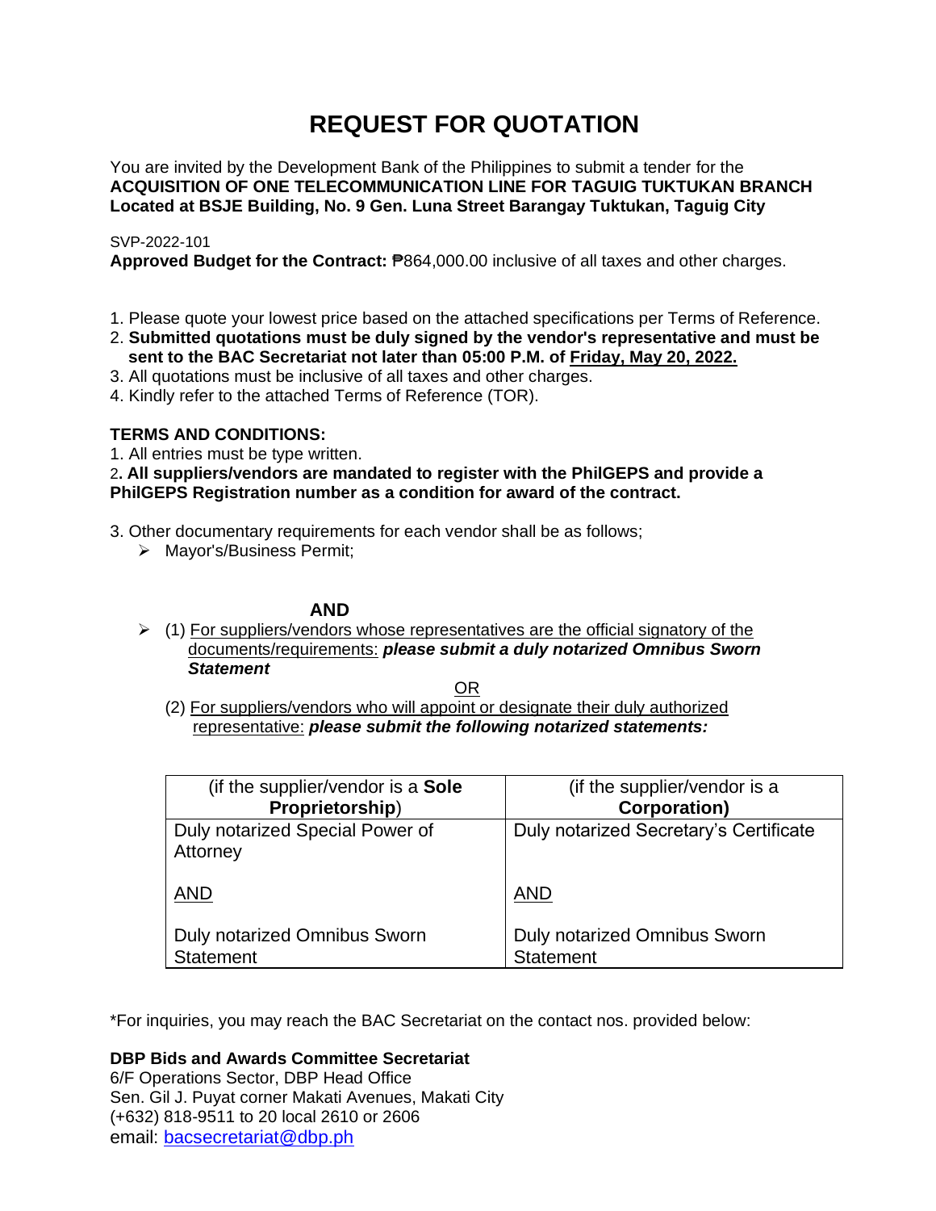# REQUEST FOR QUOTATION

You are invited by the Development Bank of the Philippines to submit a tender for the **ACQUISITION OF ONE TELECOMMUNICATION LINE FOR TAGUIG TUKTUKAN BRANCH Located at BSJE Building, No. 9 Gen. Luna Street Barangay Tuktukan, Taguig City**

SVP-2022-101

**Approved Budget for the Contract:** ₱864,000.00 inclusive of all taxes and other charges.

1. Please quote your lowest price based on the attached specifications per Terms of Reference.
2. **Submitted quotations must be duly signed by the vendor's representative and must be sent to the BAC Secretariat not later than 05:00 P.M. of Friday, May 20, 2022.**
3. All quotations must be inclusive of all taxes and other charges.
4. Kindly refer to the attached Terms of Reference (TOR).

**TERMS AND CONDITIONS:**

1. All entries must be type written.
2. **All suppliers/vendors are mandated to register with the PhilGEPS and provide a PhilGEPS Registration number as a condition for award of the contract.**
3. Other documentary requirements for each vendor shall be as follows;
   - Mayor's/Business Permit;

**AND**

- (1) For suppliers/vendors whose representatives are the official signatory of the documents/requirements: ***please submit a duly notarized Omnibus Sworn Statement***

OR

(2) For suppliers/vendors who will appoint or designate their duly authorized representative: ***please submit the following notarized statements:***

| (if the supplier/vendor is a **Sole Proprietorship**) | (if the supplier/vendor is a **Corporation)** |
|---|---|
| Duly notarized Special Power of Attorney<br><br>AND<br><br>Duly notarized Omnibus Sworn Statement | Duly notarized Secretary's Certificate<br><br>AND<br><br>Duly notarized Omnibus Sworn Statement |

*For inquiries, you may reach the BAC Secretariat on the contact nos. provided below:

**DBP Bids and Awards Committee Secretariat**
6/F Operations Sector, DBP Head Office
Sen. Gil J. Puyat corner Makati Avenues, Makati City
(+632) 818-9511 to 20 local 2610 or 2606
email: bacsecretariat@dbp.ph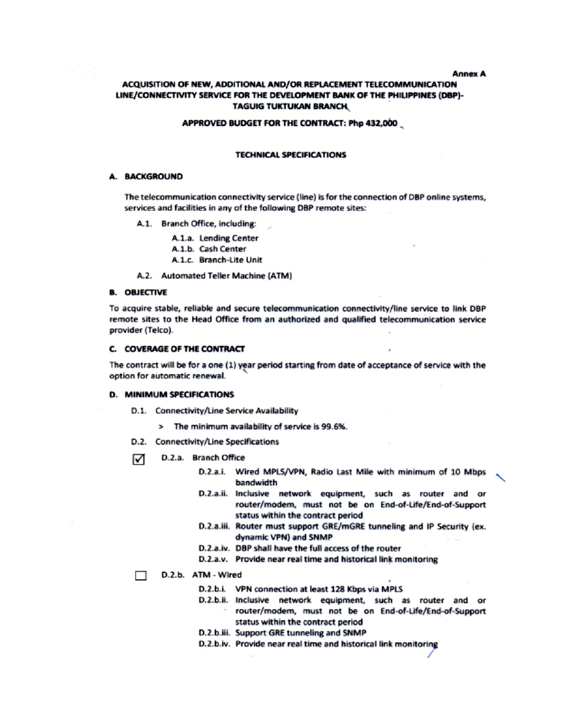Annex A

**ACQUISITION OF NEW, ADDITIONAL AND/OR REPLACEMENT TELECOMMUNICATION LINE/CONNECTIVITY SERVICE FOR THE DEVELOPMENT BANK OF THE PHILIPPINES (DBP)-TAGUIG TUKTUKAN BRANCH**

**APPROVED BUDGET FOR THE CONTRACT: Php 432,000**

**TECHNICAL SPECIFICATIONS**

## A. BACKGROUND

The telecommunication connectivity service (line) is for the connection of DBP online systems, services and facilities in any of the following DBP remote sites:

- A.1. Branch Office, including:
  - A.1.a. Lending Center
  - A.1.b. Cash Center
  - A.1.c. Branch-Lite Unit
- A.2. Automated Teller Machine (ATM)

## B. OBJECTIVE

To acquire stable, reliable and secure telecommunication connectivity/line service to link DBP remote sites to the Head Office from an authorized and qualified telecommunication service provider (Telco).

## C. COVERAGE OF THE CONTRACT

The contract will be for a one (1) year period starting from date of acceptance of service with the option for automatic renewal.

## D. MINIMUM SPECIFICATIONS

- D.1. Connectivity/Line Service Availability
  - > The minimum availability of service is 99.6%.
- D.2. Connectivity/Line Specifications

☑ D.2.a. Branch Office

- D.2.a.i. Wired MPLS/VPN, Radio Last Mile with minimum of 10 Mbps bandwidth
- D.2.a.ii. Inclusive network equipment, such as router and or router/modem, must not be on End-of-Life/End-of-Support status within the contract period
- D.2.a.iii. Router must support GRE/mGRE tunneling and IP Security (ex. dynamic VPN) and SNMP
- D.2.a.iv. DBP shall have the full access of the router
- D.2.a.v. Provide near real time and historical link monitoring

☐ D.2.b. ATM - Wired

- D.2.b.i. VPN connection at least 128 Kbps via MPLS
- D.2.b.ii. Inclusive network equipment, such as router and or router/modem, must not be on End-of-Life/End-of-Support status within the contract period
- D.2.b.iii. Support GRE tunneling and SNMP
- D.2.b.iv. Provide near real time and historical link monitoring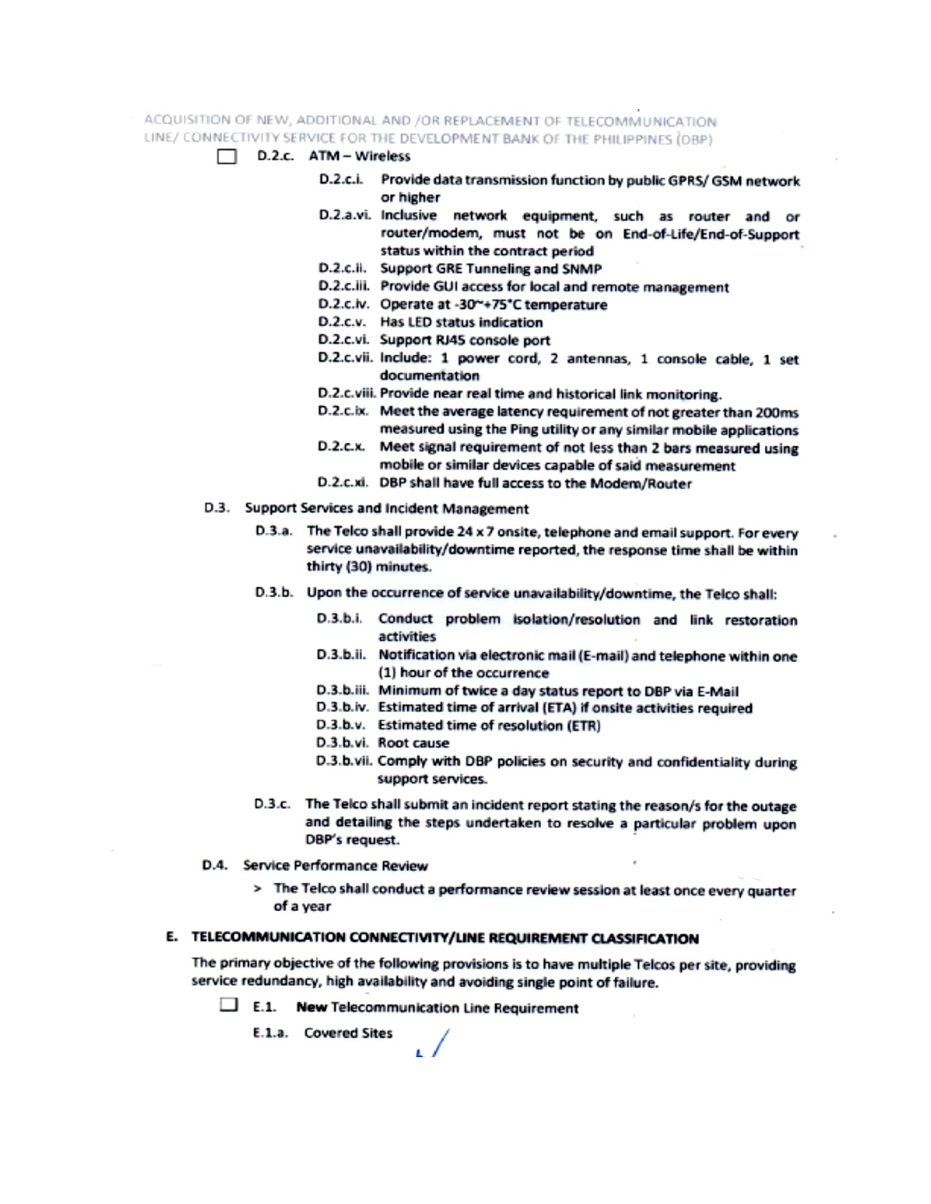- [ ] D.2.c. ATM – Wireless

  - D.2.c.i. Provide data transmission function by public GPRS/ GSM network or higher
  - D.2.a.vi. Inclusive network equipment, such as router and or router/modem, must not be on End-of-Life/End-of-Support status within the contract period
  - D.2.c.ii. Support GRE Tunneling and SNMP
  - D.2.c.iii. Provide GUI access for local and remote management
  - D.2.c.iv. Operate at -30~+75°C temperature
  - D.2.c.v. Has LED status indication
  - D.2.c.vi. Support RJ45 console port
  - D.2.c.vii. Include: 1 power cord, 2 antennas, 1 console cable, 1 set documentation
  - D.2.c.viii. Provide near real time and historical link monitoring.
  - D.2.c.ix. Meet the average latency requirement of not greater than 200ms measured using the Ping utility or any similar mobile applications
  - D.2.c.x. Meet signal requirement of not less than 2 bars measured using mobile or similar devices capable of said measurement
  - D.2.c.xi. DBP shall have full access to the Modem/Router

D.3. Support Services and Incident Management

D.3.a. The Telco shall provide 24 x 7 onsite, telephone and email support. For every service unavailability/downtime reported, the response time shall be within thirty (30) minutes.

D.3.b. Upon the occurrence of service unavailability/downtime, the Telco shall:

- D.3.b.i. Conduct problem isolation/resolution and link restoration activities
- D.3.b.ii. Notification via electronic mail (E-mail) and telephone within one (1) hour of the occurrence
- D.3.b.iii. Minimum of twice a day status report to DBP via E-Mail
- D.3.b.iv. Estimated time of arrival (ETA) if onsite activities required
- D.3.b.v. Estimated time of resolution (ETR)
- D.3.b.vi. Root cause
- D.3.b.vii. Comply with DBP policies on security and confidentiality during support services.

D.3.c. The Telco shall submit an incident report stating the reason/s for the outage and detailing the steps undertaken to resolve a particular problem upon DBP's request.

D.4. Service Performance Review

> The Telco shall conduct a performance review session at least once every quarter of a year

## E. TELECOMMUNICATION CONNECTIVITY/LINE REQUIREMENT CLASSIFICATION

The primary objective of the following provisions is to have multiple Telcos per site, providing service redundancy, high availability and avoiding single point of failure.

- [ ] E.1. **New** Telecommunication Line Requirement

E.1.a. Covered Sites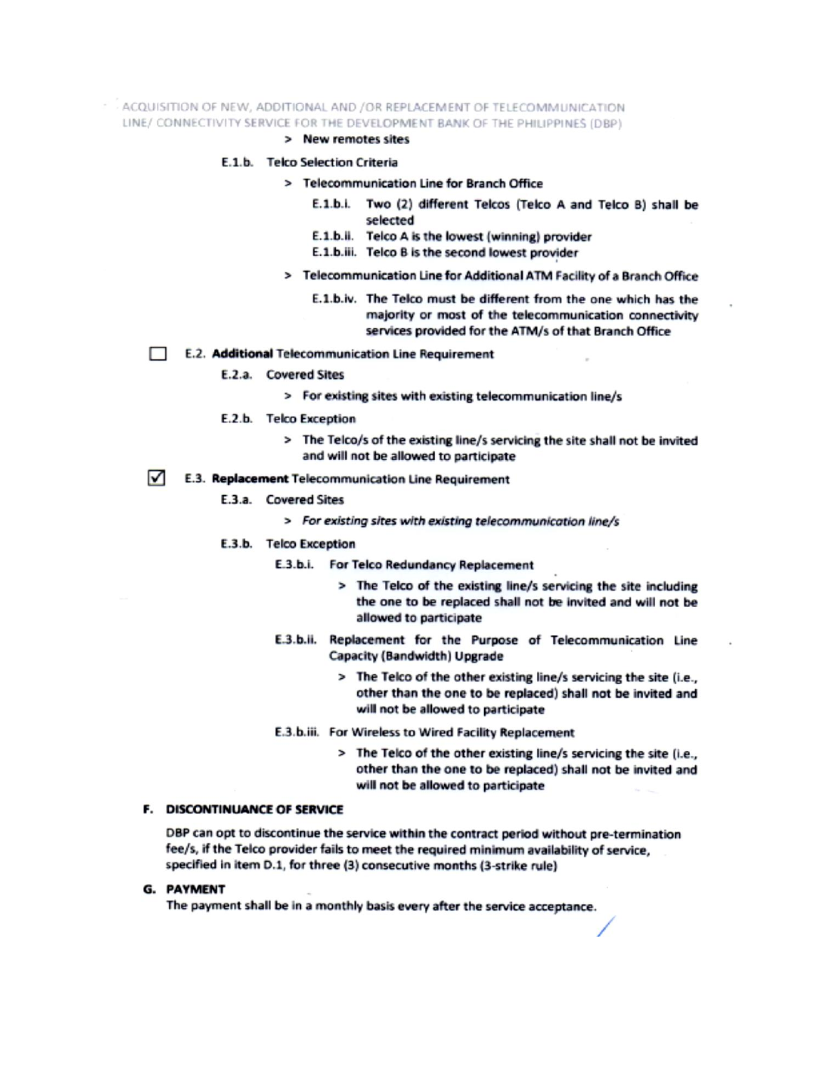- New remotes sites

E.1.b. Telco Selection Criteria

- Telecommunication Line for Branch Office

  E.1.b.i. Two (2) different Telcos (Telco A and Telco B) shall be selected

  E.1.b.ii. Telco A is the lowest (winning) provider

  E.1.b.iii. Telco B is the second lowest provider

- Telecommunication Line for Additional ATM Facility of a Branch Office

  E.1.b.iv. The Telco must be different from the one which has the majority or most of the telecommunication connectivity services provided for the ATM/s of that Branch Office

☐ E.2. **Additional** Telecommunication Line Requirement

E.2.a. Covered Sites

- For existing sites with existing telecommunication line/s

E.2.b. Telco Exception

- The Telco/s of the existing line/s servicing the site shall not be invited and will not be allowed to participate

☑ E.3. **Replacement** Telecommunication Line Requirement

E.3.a. Covered Sites

- *For existing sites with existing telecommunication line/s*

E.3.b. Telco Exception

E.3.b.i. For Telco Redundancy Replacement

- The Telco of the existing line/s servicing the site including the one to be replaced shall not be invited and will not be allowed to participate

E.3.b.ii. Replacement for the Purpose of Telecommunication Line Capacity (Bandwidth) Upgrade

- The Telco of the other existing line/s servicing the site (i.e., other than the one to be replaced) shall not be invited and will not be allowed to participate

E.3.b.iii. For Wireless to Wired Facility Replacement

- The Telco of the other existing line/s servicing the site (i.e., other than the one to be replaced) shall not be invited and will not be allowed to participate

## F. DISCONTINUANCE OF SERVICE

DBP can opt to discontinue the service within the contract period without pre-termination fee/s, if the Telco provider fails to meet the required minimum availability of service, specified in item D.1, for three (3) consecutive months (3-strike rule)

## G. PAYMENT

The payment shall be in a monthly basis every after the service acceptance.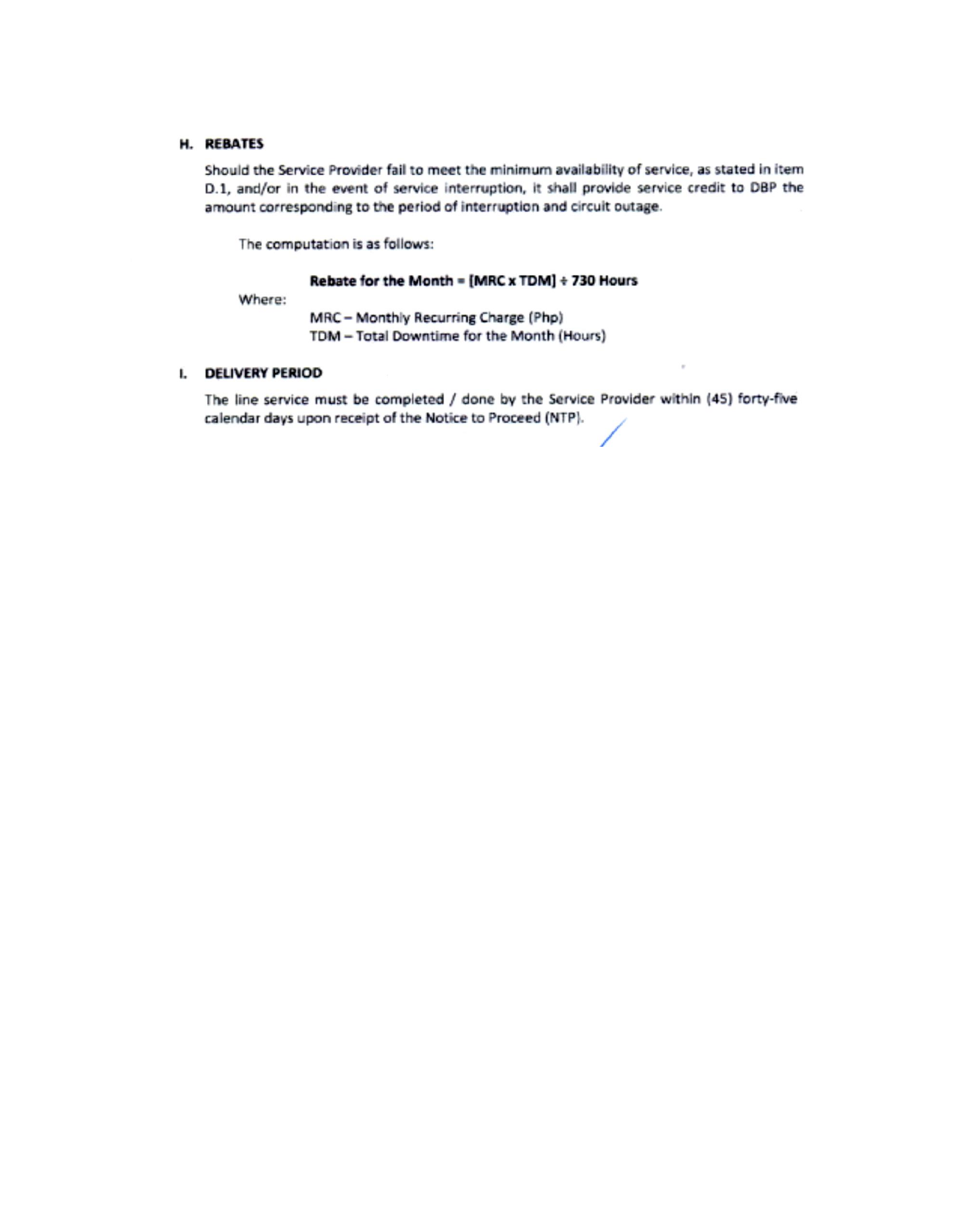## H. REBATES

Should the Service Provider fail to meet the minimum availability of service, as stated in item D.1, and/or in the event of service interruption, it shall provide service credit to DBP the amount corresponding to the period of interruption and circuit outage.

The computation is as follows:

**Rebate for the Month = [MRC x TDM] ÷ 730 Hours**

Where:

MRC – Monthly Recurring Charge (Php)
TDM – Total Downtime for the Month (Hours)

## I. DELIVERY PERIOD

The line service must be completed / done by the Service Provider within (45) forty-five calendar days upon receipt of the Notice to Proceed (NTP).